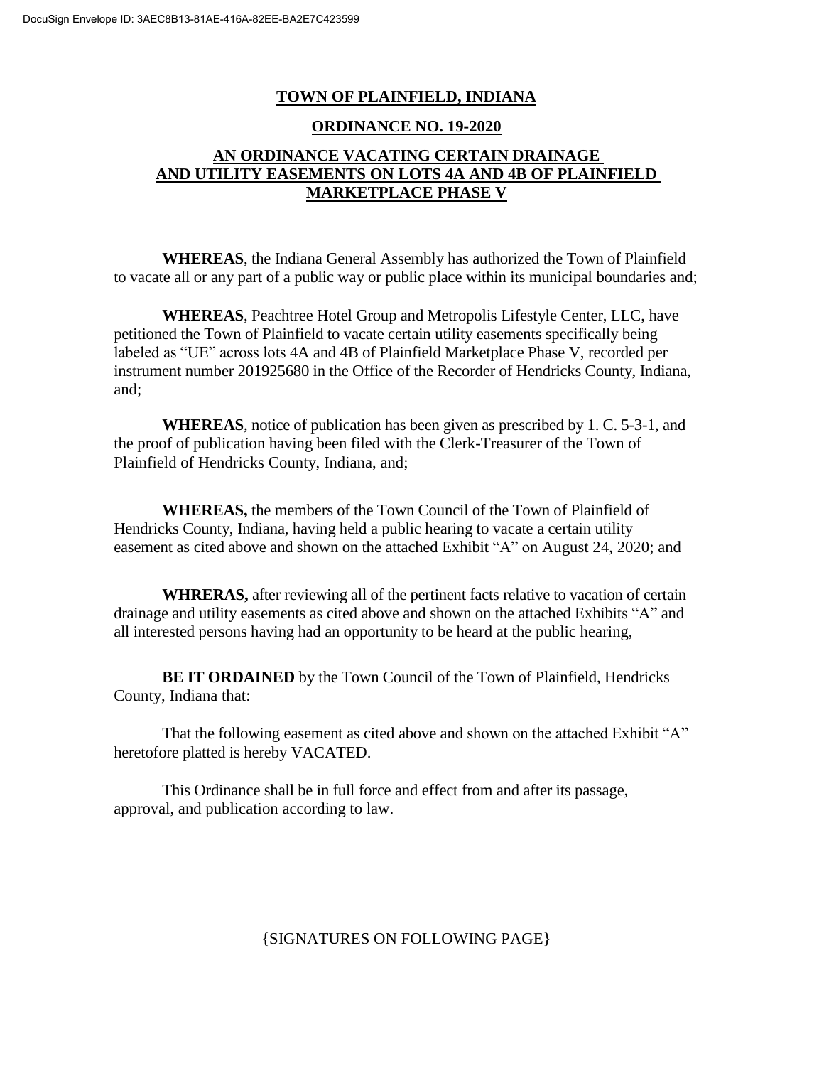DocuSign Envelope ID: 3AEC8B13-81AE-416A-82EE-BA2E7C423599

# TOWN OF PLAINFIELD, INDIANA

## ORDINANCE NO. 19-2020

## AN ORDINANCE VACATING CERTAIN DRAINAGE AND UTILITY EASEMENTS ON LOTS 4A AND 4B OF PLAINFIELD MARKETPLACE PHASE V

**WHEREAS**, the Indiana General Assembly has authorized the Town of Plainfield to vacate all or any part of a public way or public place within its municipal boundaries and;

**WHEREAS**, Peachtree Hotel Group and Metropolis Lifestyle Center, LLC, have petitioned the Town of Plainfield to vacate certain utility easements specifically being labeled as "UE" across lots 4A and 4B of Plainfield Marketplace Phase V, recorded per instrument number 201925680 in the Office of the Recorder of Hendricks County, Indiana, and;

**WHEREAS**, notice of publication has been given as prescribed by 1. C. 5-3-1, and the proof of publication having been filed with the Clerk-Treasurer of the Town of Plainfield of Hendricks County, Indiana, and;

**WHEREAS,** the members of the Town Council of the Town of Plainfield of Hendricks County, Indiana, having held a public hearing to vacate a certain utility easement as cited above and shown on the attached Exhibit "A" on August 24, 2020; and

**WHRERAS,** after reviewing all of the pertinent facts relative to vacation of certain drainage and utility easements as cited above and shown on the attached Exhibits "A" and all interested persons having had an opportunity to be heard at the public hearing,

**BE IT ORDAINED** by the Town Council of the Town of Plainfield, Hendricks County, Indiana that:

That the following easement as cited above and shown on the attached Exhibit "A" heretofore platted is hereby VACATED.

This Ordinance shall be in full force and effect from and after its passage, approval, and publication according to law.

{SIGNATURES ON FOLLOWING PAGE}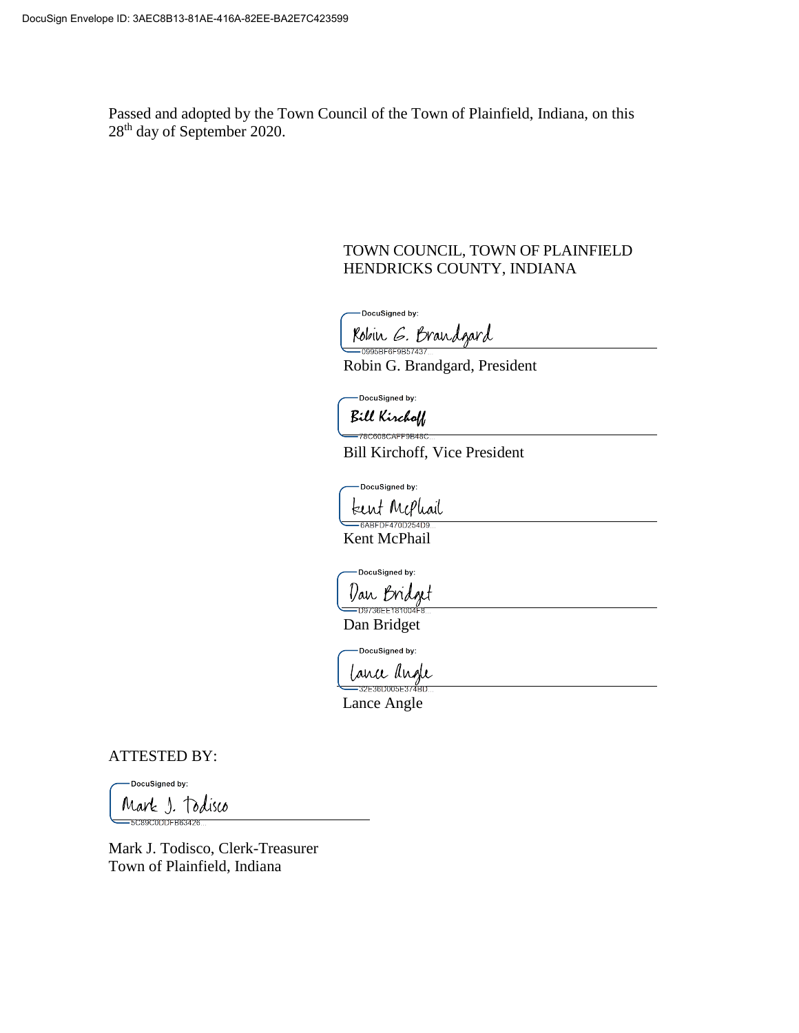Passed and adopted by the Town Council of the Town of Plainfield, Indiana, on this 28th day of September 2020.

TOWN COUNCIL, TOWN OF PLAINFIELD
HENDRICKS COUNTY, INDIANA

DocuSigned by:
Robin G. Brandgard
0995BF6F9B57437...

Robin G. Brandgard, President

DocuSigned by:
Bill Kirchoff
78C608CAFF9B48C...

Bill Kirchoff, Vice President

DocuSigned by:
Kent McPhail
6ABFDF470D254D9...

Kent McPhail

DocuSigned by:
Dan Bridget
D9736EE181004F8...

Dan Bridget

DocuSigned by:
Lance Angle
32E36D005E374BD...

Lance Angle

ATTESTED BY:

DocuSigned by:
Mark J. Todisco
5C89C0DDFB63426...

Mark J. Todisco, Clerk-Treasurer
Town of Plainfield, Indiana